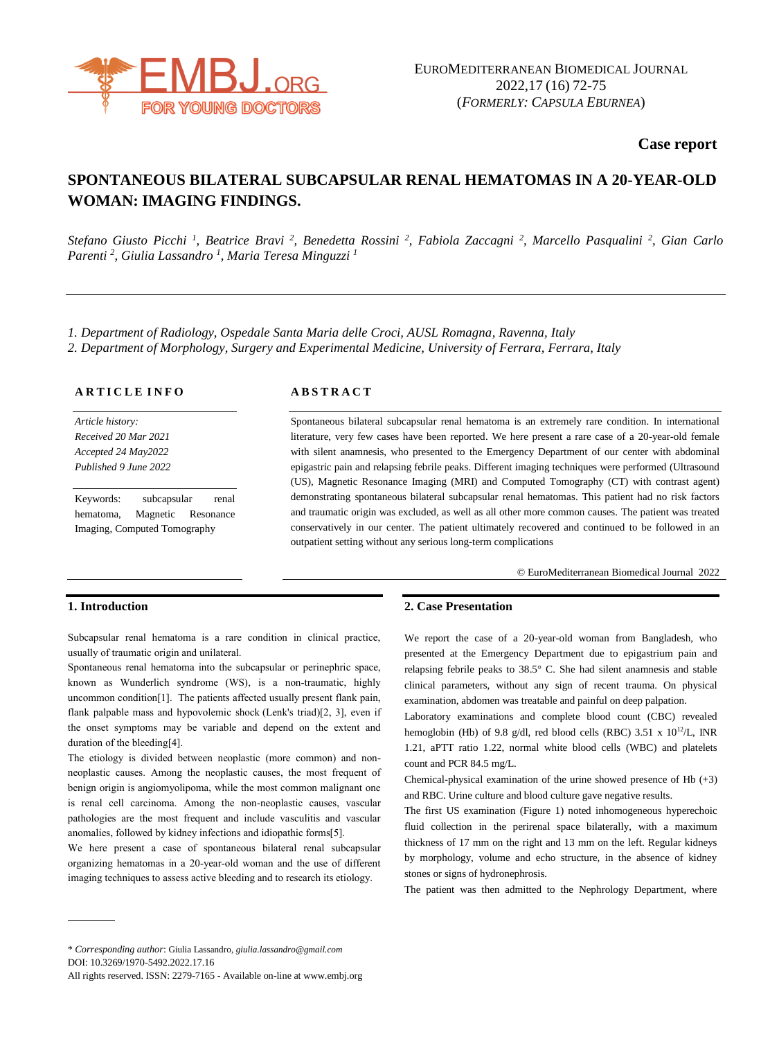Case report

# SPONTANEOUS BILATERAL SUBCAPSULAR RENAL HEMATOMAS IN A 20-YEAR-OLD WOMAN: IMAGING FINDINGS.

*Stefano Giusto Picchi [1], Beatrice Bravi [2], Benedetta Rossini [2], Fabiola Zaccagni [2], Marcello Pasqualini [2], Gian Carlo Parenti [2], Giulia Lassandro [1], Maria Teresa Minguzzi [1]*

*1. Department of Radiology, Ospedale Santa Maria delle Croci, AUSL Romagna, Ravenna, Italy*
*2. Department of Morphology, Surgery and Experimental Medicine, University of Ferrara, Ferrara, Italy*

**ARTICLE INFO**

*Article history:*
*Received 20 Mar 2021*
*Accepted 24 May2022*
*Published 9 June 2022*

Keywords: subcapsular renal hematoma, Magnetic Resonance Imaging, Computed Tomography

**ABSTRACT**

Spontaneous bilateral subcapsular renal hematoma is an extremely rare condition. In international literature, very few cases have been reported. We here present a rare case of a 20-year-old female with silent anamnesis, who presented to the Emergency Department of our center with abdominal epigastric pain and relapsing febrile peaks. Different imaging techniques were performed (Ultrasound (US), Magnetic Resonance Imaging (MRI) and Computed Tomography (CT) with contrast agent) demonstrating spontaneous bilateral subcapsular renal hematomas. This patient had no risk factors and traumatic origin was excluded, as well as all other more common causes. The patient was treated conservatively in our center. The patient ultimately recovered and continued to be followed in an outpatient setting without any serious long-term complications

© EuroMediterranean Biomedical Journal 2022

## 1. Introduction

Subcapsular renal hematoma is a rare condition in clinical practice, usually of traumatic origin and unilateral.

Spontaneous renal hematoma into the subcapsular or perinephric space, known as Wunderlich syndrome (WS), is a non-traumatic, highly uncommon condition[1]. The patients affected usually present flank pain, flank palpable mass and hypovolemic shock (Lenk's triad)[2, 3], even if the onset symptoms may be variable and depend on the extent and duration of the bleeding[4].

The etiology is divided between neoplastic (more common) and non-neoplastic causes. Among the neoplastic causes, the most frequent of benign origin is angiomyolipoma, while the most common malignant one is renal cell carcinoma. Among the non-neoplastic causes, vascular pathologies are the most frequent and include vasculitis and vascular anomalies, followed by kidney infections and idiopathic forms[5].

We here present a case of spontaneous bilateral renal subcapsular organizing hematomas in a 20-year-old woman and the use of different imaging techniques to assess active bleeding and to research its etiology.

## 2. Case Presentation

We report the case of a 20-year-old woman from Bangladesh, who presented at the Emergency Department due to epigastrium pain and relapsing febrile peaks to 38.5° C. She had silent anamnesis and stable clinical parameters, without any sign of recent trauma. On physical examination, abdomen was treatable and painful on deep palpation.

Laboratory examinations and complete blood count (CBC) revealed hemoglobin (Hb) of 9.8 g/dl, red blood cells (RBC) 3.51 x $10^{12}$/L, INR 1.21, aPTT ratio 1.22, normal white blood cells (WBC) and platelets count and PCR 84.5 mg/L.

Chemical-physical examination of the urine showed presence of Hb (+3) and RBC. Urine culture and blood culture gave negative results.

The first US examination (Figure 1) noted inhomogeneous hyperechoic fluid collection in the perirenal space bilaterally, with a maximum thickness of 17 mm on the right and 13 mm on the left. Regular kidneys by morphology, volume and echo structure, in the absence of kidney stones or signs of hydronephrosis.

The patient was then admitted to the Nephrology Department, where

\* *Corresponding author*: Giulia Lassandro, *giulia.lassandro@gmail.com*
DOI: 10.3269/1970-5492.2022.17.16
All rights reserved. ISSN: 2279-7165 - Available on-line at www.embj.org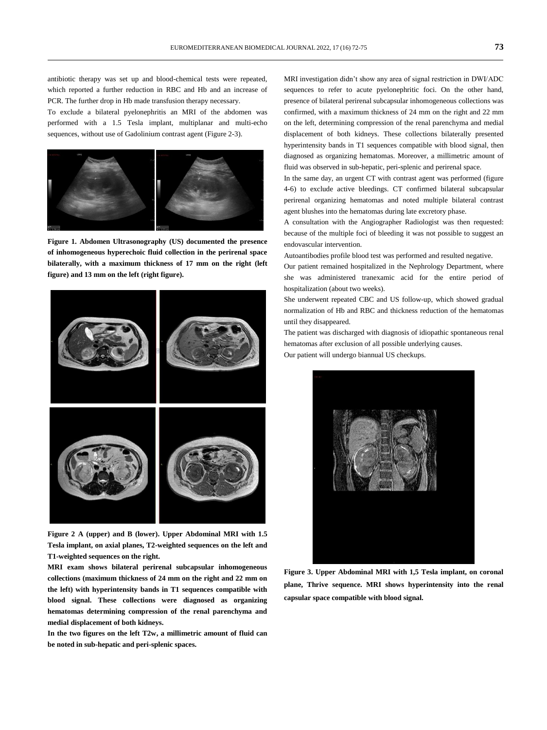antibiotic therapy was set up and blood-chemical tests were repeated, which reported a further reduction in RBC and Hb and an increase of PCR. The further drop in Hb made transfusion therapy necessary.

To exclude a bilateral pyelonephritis an MRI of the abdomen was performed with a 1.5 Tesla implant, multiplanar and multi-echo sequences, without use of Gadolinium contrast agent (Figure 2-3).

**Figure 1. Abdomen Ultrasonography (US) documented the presence of inhomogeneous hyperechoic fluid collection in the perirenal space bilaterally, with a maximum thickness of 17 mm on the right (left figure) and 13 mm on the left (right figure).**

**Figure 2 A (upper) and B (lower). Upper Abdominal MRI with 1.5 Tesla implant, on axial planes, T2-weighted sequences on the left and T1-weighted sequences on the right.**

**MRI exam shows bilateral perirenal subcapsular inhomogeneous collections (maximum thickness of 24 mm on the right and 22 mm on the left) with hyperintensity bands in T1 sequences compatible with blood signal. These collections were diagnosed as organizing hematomas determining compression of the renal parenchyma and medial displacement of both kidneys.**

**In the two figures on the left T2w, a millimetric amount of fluid can be noted in sub-hepatic and peri-splenic spaces.**

MRI investigation didn't show any area of signal restriction in DWI/ADC sequences to refer to acute pyelonephritic foci. On the other hand, presence of bilateral perirenal subcapsular inhomogeneous collections was confirmed, with a maximum thickness of 24 mm on the right and 22 mm on the left, determining compression of the renal parenchyma and medial displacement of both kidneys. These collections bilaterally presented hyperintensity bands in T1 sequences compatible with blood signal, then diagnosed as organizing hematomas. Moreover, a millimetric amount of fluid was observed in sub-hepatic, peri-splenic and perirenal space.

In the same day, an urgent CT with contrast agent was performed (figure 4-6) to exclude active bleedings. CT confirmed bilateral subcapsular perirenal organizing hematomas and noted multiple bilateral contrast agent blushes into the hematomas during late excretory phase.

A consultation with the Angiographer Radiologist was then requested: because of the multiple foci of bleeding it was not possible to suggest an endovascular intervention.

Autoantibodies profile blood test was performed and resulted negative.

Our patient remained hospitalized in the Nephrology Department, where she was administered tranexamic acid for the entire period of hospitalization (about two weeks).

She underwent repeated CBC and US follow-up, which showed gradual normalization of Hb and RBC and thickness reduction of the hematomas until they disappeared.

The patient was discharged with diagnosis of idiopathic spontaneous renal hematomas after exclusion of all possible underlying causes.

Our patient will undergo biannual US checkups.

**Figure 3. Upper Abdominal MRI with 1,5 Tesla implant, on coronal plane, Thrive sequence. MRI shows hyperintensity into the renal capsular space compatible with blood signal.**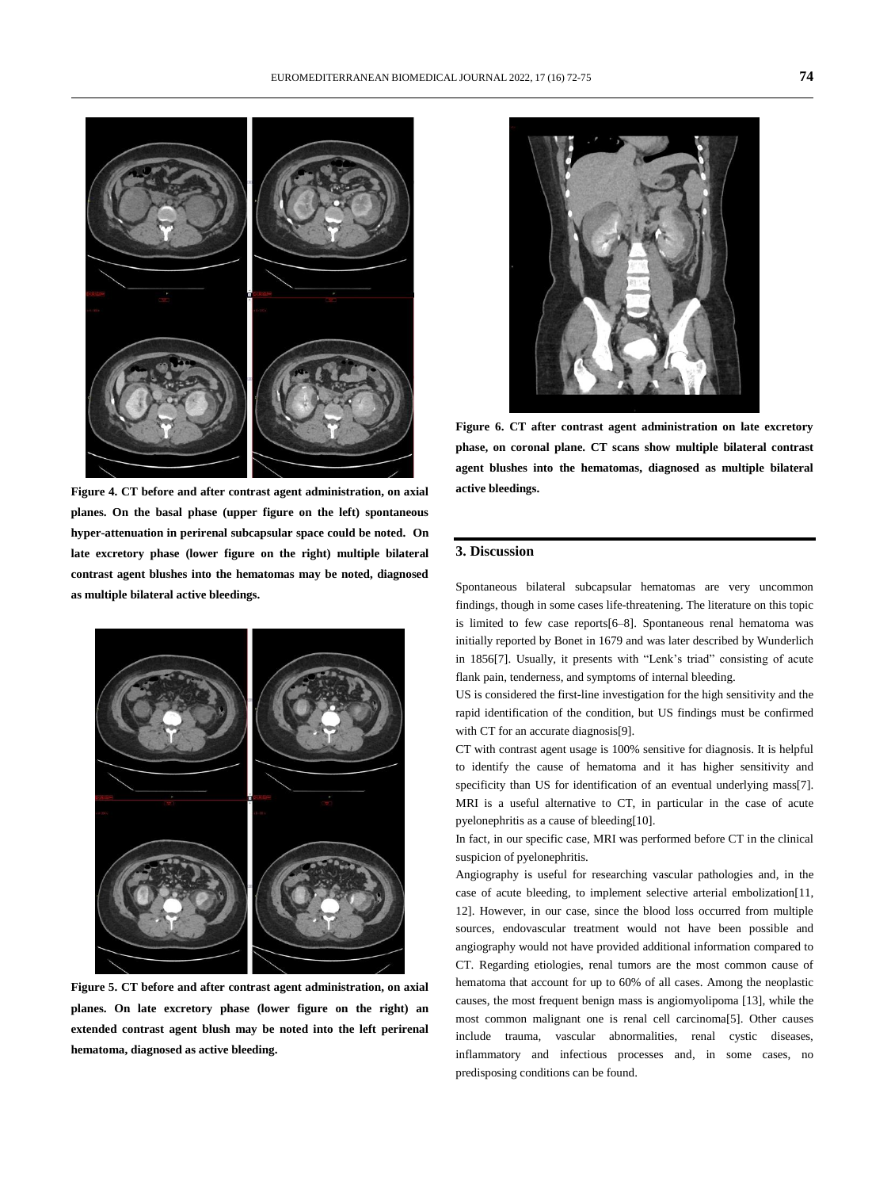Figure 4. CT before and after contrast agent administration, on axial planes. On the basal phase (upper figure on the left) spontaneous hyper-attenuation in perirenal subcapsular space could be noted. On late excretory phase (lower figure on the right) multiple bilateral contrast agent blushes into the hematomas may be noted, diagnosed as multiple bilateral active bleedings.

Figure 5. CT before and after contrast agent administration, on axial planes. On late excretory phase (lower figure on the right) an extended contrast agent blush may be noted into the left perirenal hematoma, diagnosed as active bleeding.

Figure 6. CT after contrast agent administration on late excretory phase, on coronal plane. CT scans show multiple bilateral contrast agent blushes into the hematomas, diagnosed as multiple bilateral active bleedings.

## 3. Discussion

Spontaneous bilateral subcapsular hematomas are very uncommon findings, though in some cases life-threatening. The literature on this topic is limited to few case reports[6–8]. Spontaneous renal hematoma was initially reported by Bonet in 1679 and was later described by Wunderlich in 1856[7]. Usually, it presents with "Lenk's triad" consisting of acute flank pain, tenderness, and symptoms of internal bleeding.

US is considered the first-line investigation for the high sensitivity and the rapid identification of the condition, but US findings must be confirmed with CT for an accurate diagnosis[9].

CT with contrast agent usage is 100% sensitive for diagnosis. It is helpful to identify the cause of hematoma and it has higher sensitivity and specificity than US for identification of an eventual underlying mass[7]. MRI is a useful alternative to CT, in particular in the case of acute pyelonephritis as a cause of bleeding[10].

In fact, in our specific case, MRI was performed before CT in the clinical suspicion of pyelonephritis.

Angiography is useful for researching vascular pathologies and, in the case of acute bleeding, to implement selective arterial embolization[11, 12]. However, in our case, since the blood loss occurred from multiple sources, endovascular treatment would not have been possible and angiography would not have provided additional information compared to CT. Regarding etiologies, renal tumors are the most common cause of hematoma that account for up to 60% of all cases. Among the neoplastic causes, the most frequent benign mass is angiomyolipoma [13], while the most common malignant one is renal cell carcinoma[5]. Other causes include trauma, vascular abnormalities, renal cystic diseases, inflammatory and infectious processes and, in some cases, no predisposing conditions can be found.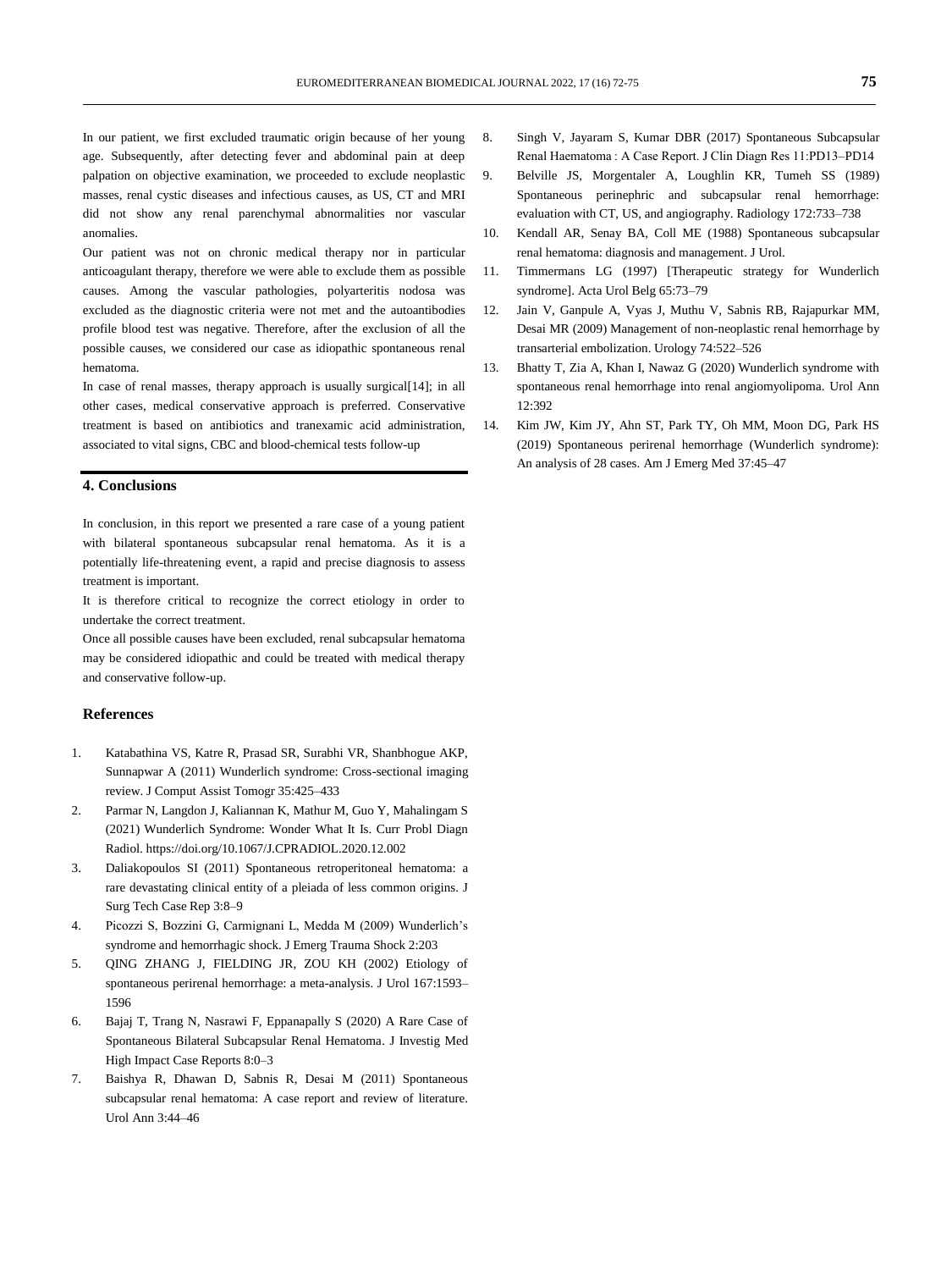In our patient, we first excluded traumatic origin because of her young age. Subsequently, after detecting fever and abdominal pain at deep palpation on objective examination, we proceeded to exclude neoplastic masses, renal cystic diseases and infectious causes, as US, CT and MRI did not show any renal parenchymal abnormalities nor vascular anomalies.

Our patient was not on chronic medical therapy nor in particular anticoagulant therapy, therefore we were able to exclude them as possible causes. Among the vascular pathologies, polyarteritis nodosa was excluded as the diagnostic criteria were not met and the autoantibodies profile blood test was negative. Therefore, after the exclusion of all the possible causes, we considered our case as idiopathic spontaneous renal hematoma.

In case of renal masses, therapy approach is usually surgical[14]; in all other cases, medical conservative approach is preferred. Conservative treatment is based on antibiotics and tranexamic acid administration, associated to vital signs, CBC and blood-chemical tests follow-up

## 4. Conclusions

In conclusion, in this report we presented a rare case of a young patient with bilateral spontaneous subcapsular renal hematoma. As it is a potentially life-threatening event, a rapid and precise diagnosis to assess treatment is important.

It is therefore critical to recognize the correct etiology in order to undertake the correct treatment.

Once all possible causes have been excluded, renal subcapsular hematoma may be considered idiopathic and could be treated with medical therapy and conservative follow-up.

## References

1. Katabathina VS, Katre R, Prasad SR, Surabhi VR, Shanbhogue AKP, Sunnapwar A (2011) Wunderlich syndrome: Cross-sectional imaging review. J Comput Assist Tomogr 35:425–433
2. Parmar N, Langdon J, Kaliannan K, Mathur M, Guo Y, Mahalingam S (2021) Wunderlich Syndrome: Wonder What It Is. Curr Probl Diagn Radiol. https://doi.org/10.1067/J.CPRADIOL.2020.12.002
3. Daliakopoulos SI (2011) Spontaneous retroperitoneal hematoma: a rare devastating clinical entity of a pleiada of less common origins. J Surg Tech Case Rep 3:8–9
4. Picozzi S, Bozzini G, Carmignani L, Medda M (2009) Wunderlich's syndrome and hemorrhagic shock. J Emerg Trauma Shock 2:203
5. QING ZHANG J, FIELDING JR, ZOU KH (2002) Etiology of spontaneous perirenal hemorrhage: a meta-analysis. J Urol 167:1593–1596
6. Bajaj T, Trang N, Nasrawi F, Eppanapally S (2020) A Rare Case of Spontaneous Bilateral Subcapsular Renal Hematoma. J Investig Med High Impact Case Reports 8:0–3
7. Baishya R, Dhawan D, Sabnis R, Desai M (2011) Spontaneous subcapsular renal hematoma: A case report and review of literature. Urol Ann 3:44–46
8. Singh V, Jayaram S, Kumar DBR (2017) Spontaneous Subcapsular Renal Haematoma : A Case Report. J Clin Diagn Res 11:PD13–PD14
9. Belville JS, Morgentaler A, Loughlin KR, Tumeh SS (1989) Spontaneous perinephric and subcapsular renal hemorrhage: evaluation with CT, US, and angiography. Radiology 172:733–738
10. Kendall AR, Senay BA, Coll ME (1988) Spontaneous subcapsular renal hematoma: diagnosis and management. J Urol.
11. Timmermans LG (1997) [Therapeutic strategy for Wunderlich syndrome]. Acta Urol Belg 65:73–79
12. Jain V, Ganpule A, Vyas J, Muthu V, Sabnis RB, Rajapurkar MM, Desai MR (2009) Management of non-neoplastic renal hemorrhage by transarterial embolization. Urology 74:522–526
13. Bhatty T, Zia A, Khan I, Nawaz G (2020) Wunderlich syndrome with spontaneous renal hemorrhage into renal angiomyolipoma. Urol Ann 12:392
14. Kim JW, Kim JY, Ahn ST, Park TY, Oh MM, Moon DG, Park HS (2019) Spontaneous perirenal hemorrhage (Wunderlich syndrome): An analysis of 28 cases. Am J Emerg Med 37:45–47